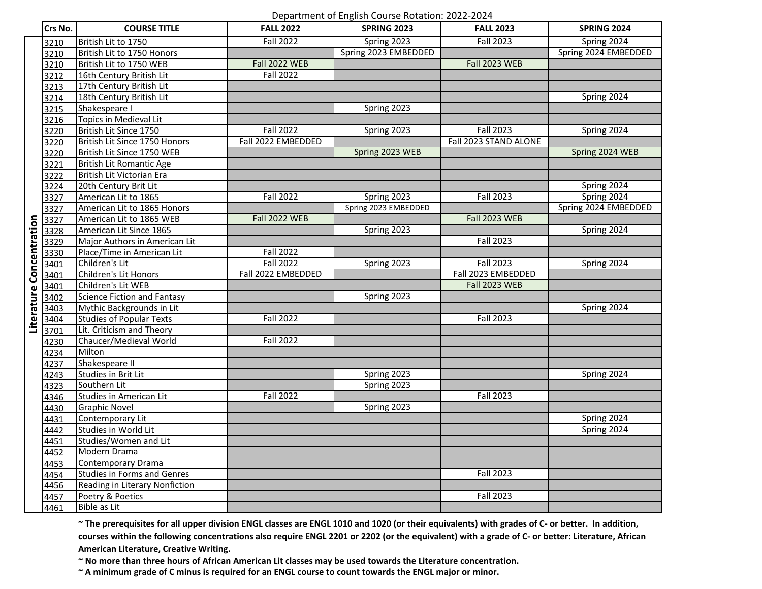# Department of English Course Rotation: 2022-2024

| | Crs No. | COURSE TITLE | FALL 2022 | SPRING 2023 | FALL 2023 | SPRING 2024 |
|---|---|---|---|---|---|---|
| Literature Concentration | 3210 | British Lit to 1750 | Fall 2022 | Spring 2023 | Fall 2023 | Spring 2024 |
| | 3210 | British Lit to 1750 Honors | | Spring 2023 EMBEDDED | | Spring 2024 EMBEDDED |
| | 3210 | British Lit to 1750 WEB | Fall 2022 WEB | | Fall 2023 WEB | |
| | 3212 | 16th Century British Lit | Fall 2022 | | | |
| | 3213 | 17th Century British Lit | | | | |
| | 3214 | 18th Century British Lit | | | | Spring 2024 |
| | 3215 | Shakespeare I | | Spring 2023 | | |
| | 3216 | Topics in Medieval Lit | | | | |
| | 3220 | British Lit Since 1750 | Fall 2022 | Spring 2023 | Fall 2023 | Spring 2024 |
| | 3220 | British Lit Since 1750 Honors | Fall 2022 EMBEDDED | | Fall 2023 STAND ALONE | |
| | 3220 | British Lit Since 1750 WEB | | Spring 2023 WEB | | Spring 2024 WEB |
| | 3221 | British Lit Romantic Age | | | | |
| | 3222 | British Lit Victorian Era | | | | |
| | 3224 | 20th Century Brit Lit | | | | Spring 2024 |
| | 3327 | American Lit to 1865 | Fall 2022 | Spring 2023 | Fall 2023 | Spring 2024 |
| | 3327 | American Lit to 1865 Honors | | Spring 2023 EMBEDDED | | Spring 2024 EMBEDDED |
| | 3327 | American Lit to 1865 WEB | Fall 2022 WEB | | Fall 2023 WEB | |
| | 3328 | American Lit Since 1865 | | Spring 2023 | | Spring 2024 |
| | 3329 | Major Authors in American Lit | | | Fall 2023 | |
| | 3330 | Place/Time in American Lit | Fall 2022 | | | |
| | 3401 | Children's Lit | Fall 2022 | Spring 2023 | Fall 2023 | Spring 2024 |
| | 3401 | Children's Lit Honors | Fall 2022 EMBEDDED | | Fall 2023 EMBEDDED | |
| | 3401 | Children's Lit WEB | | | Fall 2023 WEB | |
| | 3402 | Science Fiction and Fantasy | | Spring 2023 | | |
| | 3403 | Mythic Backgrounds in Lit | | | | Spring 2024 |
| | 3404 | Studies of Popular Texts | Fall 2022 | | Fall 2023 | |
| | 3701 | Lit. Criticism and Theory | | | | |
| | 4230 | Chaucer/Medieval World | Fall 2022 | | | |
| | 4234 | Milton | | | | |
| | 4237 | Shakespeare II | | | | |
| | 4243 | Studies in Brit Lit | | Spring 2023 | | Spring 2024 |
| | 4323 | Southern Lit | | Spring 2023 | | |
| | 4346 | Studies in American Lit | Fall 2022 | | Fall 2023 | |
| | 4430 | Graphic Novel | | Spring 2023 | | |
| | 4431 | Contemporary Lit | | | | Spring 2024 |
| | 4442 | Studies in World Lit | | | | Spring 2024 |
| | 4451 | Studies/Women and Lit | | | | |
| | 4452 | Modern Drama | | | | |
| | 4453 | Contemporary Drama | | | | |
| | 4454 | Studies in Forms and Genres | | | Fall 2023 | |
| | 4456 | Reading in Literary Nonfiction | | | | |
| | 4457 | Poetry & Poetics | | | Fall 2023 | |
| | 4461 | Bible as Lit | | | | |

**~ The prerequisites for all upper division ENGL classes are ENGL 1010 and 1020 (or their equivalents) with grades of C- or better. In addition, courses within the following concentrations also require ENGL 2201 or 2202 (or the equivalent) with a grade of C- or better: Literature, African American Literature, Creative Writing.**

**~ No more than three hours of African American Lit classes may be used towards the Literature concentration.**

**~ A minimum grade of C minus is required for an ENGL course to count towards the ENGL major or minor.**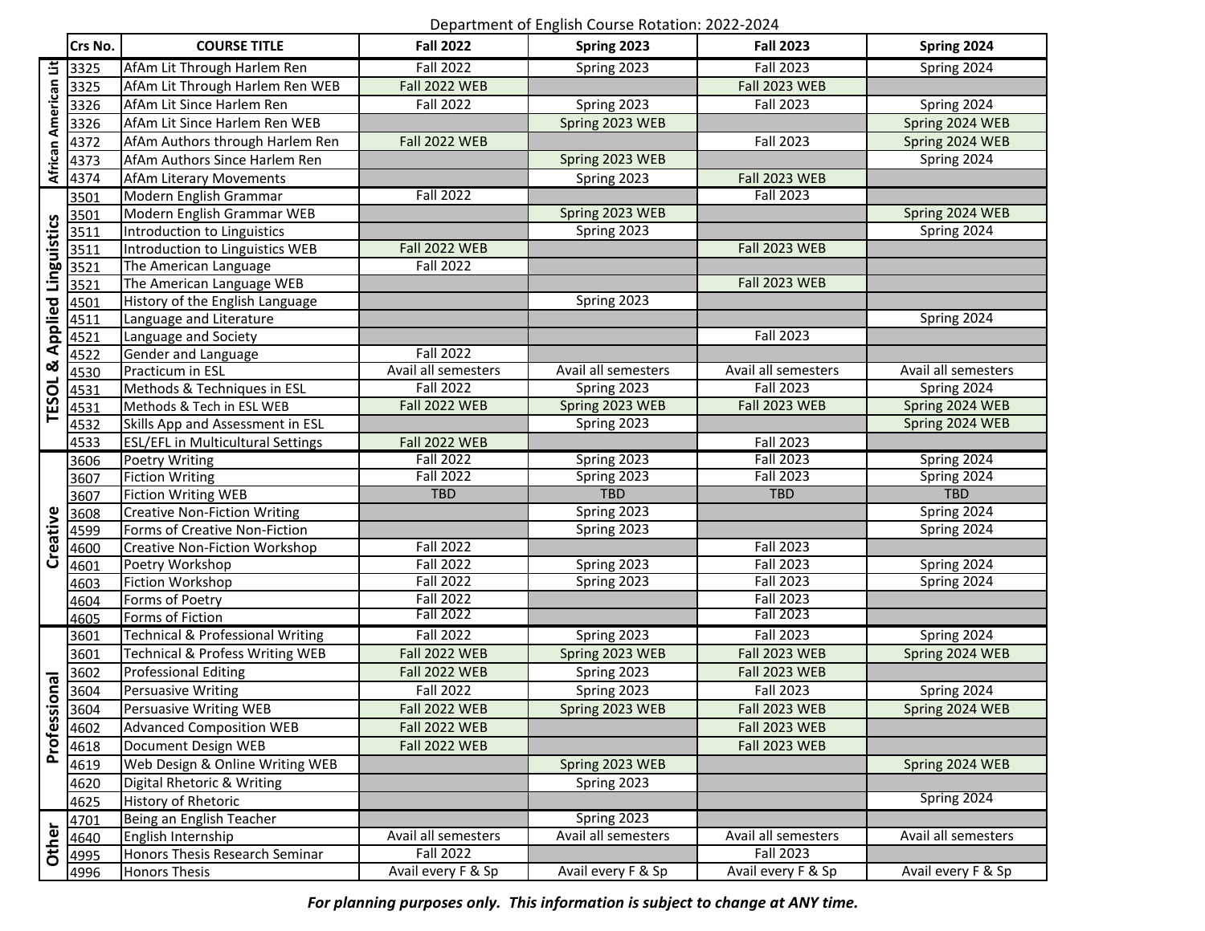# Department of English Course Rotation: 2022-2024

| | Crs No. | COURSE TITLE | Fall 2022 | Spring 2023 | Fall 2023 | Spring 2024 |
|---|---|---|---|---|---|---|
| African American Lit | 3325 | AfAm Lit Through Harlem Ren | Fall 2022 | Spring 2023 | Fall 2023 | Spring 2024 |
| | 3325 | AfAm Lit Through Harlem Ren WEB | Fall 2022 WEB | | Fall 2023 WEB | |
| | 3326 | AfAm Lit Since Harlem Ren | Fall 2022 | Spring 2023 | Fall 2023 | Spring 2024 |
| | 3326 | AfAm Lit Since Harlem Ren WEB | | Spring 2023 WEB | | Spring 2024 WEB |
| | 4372 | AfAm Authors through Harlem Ren | Fall 2022 WEB | | Fall 2023 | Spring 2024 WEB |
| | 4373 | AfAm Authors Since Harlem Ren | | Spring 2023 WEB | | Spring 2024 |
| | 4374 | AfAm Literary Movements | | Spring 2023 | Fall 2023 WEB | |
| TESOL & Applied Linguistics | 3501 | Modern English Grammar | Fall 2022 | | Fall 2023 | |
| | 3501 | Modern English Grammar WEB | | Spring 2023 WEB | | Spring 2024 WEB |
| | 3511 | Introduction to Linguistics | | Spring 2023 | | Spring 2024 |
| | 3511 | Introduction to Linguistics WEB | Fall 2022 WEB | | Fall 2023 WEB | |
| | 3521 | The American Language | Fall 2022 | | | |
| | 3521 | The American Language WEB | | | Fall 2023 WEB | |
| | 4501 | History of the English Language | | Spring 2023 | | |
| | 4511 | Language and Literature | | | | Spring 2024 |
| | 4521 | Language and Society | | | Fall 2023 | |
| | 4522 | Gender and Language | Fall 2022 | | | |
| | 4530 | Practicum in ESL | Avail all semesters | Avail all semesters | Avail all semesters | Avail all semesters |
| | 4531 | Methods & Techniques in ESL | Fall 2022 | Spring 2023 | Fall 2023 | Spring 2024 |
| | 4531 | Methods & Tech in ESL WEB | Fall 2022 WEB | Spring 2023 WEB | Fall 2023 WEB | Spring 2024 WEB |
| | 4532 | Skills App and Assessment in ESL | | Spring 2023 | | Spring 2024 WEB |
| | 4533 | ESL/EFL in Multicultural Settings | Fall 2022 WEB | | Fall 2023 | |
| Creative | 3606 | Poetry Writing | Fall 2022 | Spring 2023 | Fall 2023 | Spring 2024 |
| | 3607 | Fiction Writing | Fall 2022 | Spring 2023 | Fall 2023 | Spring 2024 |
| | 3607 | Fiction Writing WEB | TBD | TBD | TBD | TBD |
| | 3608 | Creative Non-Fiction Writing | | Spring 2023 | | Spring 2024 |
| | 4599 | Forms of Creative Non-Fiction | | Spring 2023 | | Spring 2024 |
| | 4600 | Creative Non-Fiction Workshop | Fall 2022 | | Fall 2023 | |
| | 4601 | Poetry Workshop | Fall 2022 | Spring 2023 | Fall 2023 | Spring 2024 |
| | 4603 | Fiction Workshop | Fall 2022 | Spring 2023 | Fall 2023 | Spring 2024 |
| | 4604 | Forms of Poetry | Fall 2022 | | Fall 2023 | |
| | 4605 | Forms of Fiction | Fall 2022 | | Fall 2023 | |
| Professional | 3601 | Technical & Professional Writing | Fall 2022 | Spring 2023 | Fall 2023 | Spring 2024 |
| | 3601 | Technical & Profess Writing WEB | Fall 2022 WEB | Spring 2023 WEB | Fall 2023 WEB | Spring 2024 WEB |
| | 3602 | Professional Editing | Fall 2022 WEB | Spring 2023 | Fall 2023 WEB | |
| | 3604 | Persuasive Writing | Fall 2022 | Spring 2023 | Fall 2023 | Spring 2024 |
| | 3604 | Persuasive Writing WEB | Fall 2022 WEB | Spring 2023 WEB | Fall 2023 WEB | Spring 2024 WEB |
| | 4602 | Advanced Composition WEB | Fall 2022 WEB | | Fall 2023 WEB | |
| | 4618 | Document Design WEB | Fall 2022 WEB | | Fall 2023 WEB | |
| | 4619 | Web Design & Online Writing WEB | | Spring 2023 WEB | | Spring 2024 WEB |
| | 4620 | Digital Rhetoric & Writing | | Spring 2023 | | |
| | 4625 | History of Rhetoric | | | | Spring 2024 |
| Other | 4701 | Being an English Teacher | | Spring 2023 | | |
| | 4640 | English Internship | Avail all semesters | Avail all semesters | Avail all semesters | Avail all semesters |
| | 4995 | Honors Thesis Research Seminar | Fall 2022 | | Fall 2023 | |
| | 4996 | Honors Thesis | Avail every F & Sp | Avail every F & Sp | Avail every F & Sp | Avail every F & Sp |

***For planning purposes only. This information is subject to change at ANY time.***